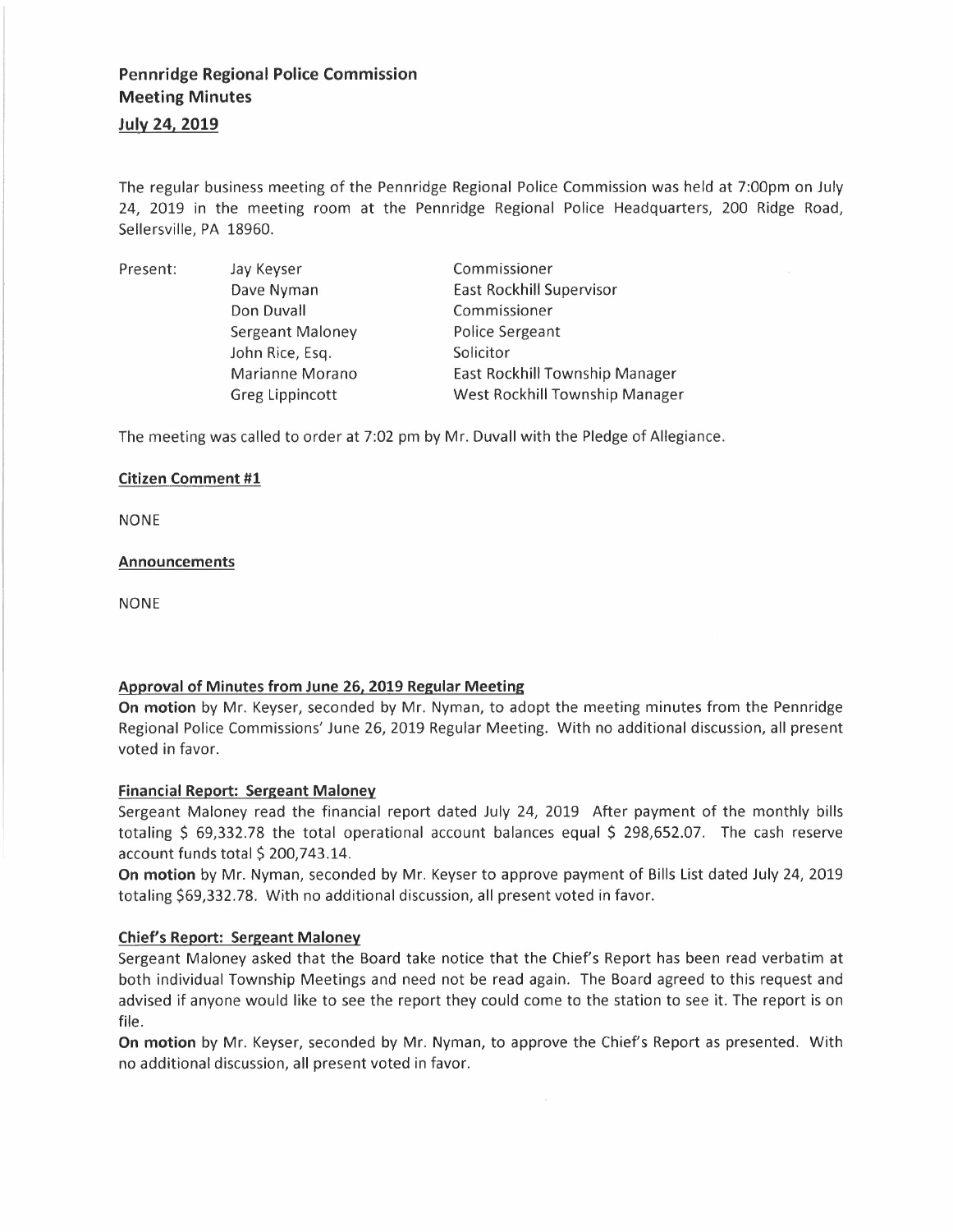# Pennridge Regional Police Commission
## Meeting Minutes
### July 24, 2019

The regular business meeting of the Pennridge Regional Police Commission was held at 7:00pm on July 24, 2019 in the meeting room at the Pennridge Regional Police Headquarters, 200 Ridge Road, Sellersville, PA 18960.

| Present: | | |
|---|---|---|
| | Jay Keyser | Commissioner |
| | Dave Nyman | East Rockhill Supervisor |
| | Don Duvall | Commissioner |
| | Sergeant Maloney | Police Sergeant |
| | John Rice, Esq. | Solicitor |
| | Marianne Morano | East Rockhill Township Manager |
| | Greg Lippincott | West Rockhill Township Manager |

The meeting was called to order at 7:02 pm by Mr. Duvall with the Pledge of Allegiance.

**Citizen Comment #1**

NONE

**Announcements**

NONE

**Approval of Minutes from June 26, 2019 Regular Meeting**

**On motion** by Mr. Keyser, seconded by Mr. Nyman, to adopt the meeting minutes from the Pennridge Regional Police Commissions' June 26, 2019 Regular Meeting. With no additional discussion, all present voted in favor.

**Financial Report: Sergeant Maloney**

Sergeant Maloney read the financial report dated July 24, 2019 After payment of the monthly bills totaling $ 69,332.78 the total operational account balances equal $ 298,652.07. The cash reserve account funds total $ 200,743.14.

**On motion** by Mr. Nyman, seconded by Mr. Keyser to approve payment of Bills List dated July 24, 2019 totaling $69,332.78. With no additional discussion, all present voted in favor.

**Chief's Report: Sergeant Maloney**

Sergeant Maloney asked that the Board take notice that the Chief's Report has been read verbatim at both individual Township Meetings and need not be read again. The Board agreed to this request and advised if anyone would like to see the report they could come to the station to see it. The report is on file.

**On motion** by Mr. Keyser, seconded by Mr. Nyman, to approve the Chief's Report as presented. With no additional discussion, all present voted in favor.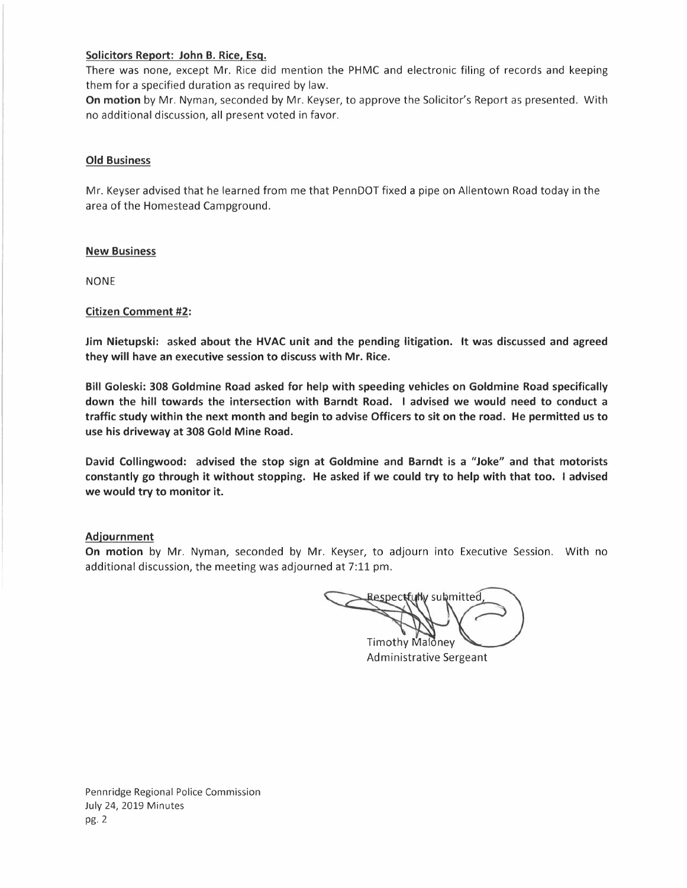**Solicitors Report: John B. Rice, Esq.**

There was none, except Mr. Rice did mention the PHMC and electronic filing of records and keeping them for a specified duration as required by law.

**On motion** by Mr. Nyman, seconded by Mr. Keyser, to approve the Solicitor's Report as presented. With no additional discussion, all present voted in favor.

**Old Business**

Mr. Keyser advised that he learned from me that PennDOT fixed a pipe on Allentown Road today in the area of the Homestead Campground.

**New Business**

NONE

**Citizen Comment #2:**

**Jim Nietupski: asked about the HVAC unit and the pending litigation. It was discussed and agreed they will have an executive session to discuss with Mr. Rice.**

**Bill Goleski: 308 Goldmine Road asked for help with speeding vehicles on Goldmine Road specifically down the hill towards the intersection with Barndt Road. I advised we would need to conduct a traffic study within the next month and begin to advise Officers to sit on the road. He permitted us to use his driveway at 308 Gold Mine Road.**

**David Collingwood: advised the stop sign at Goldmine and Barndt is a "Joke" and that motorists constantly go through it without stopping. He asked if we could try to help with that too. I advised we would try to monitor it.**

**Adjournment**

**On motion** by Mr. Nyman, seconded by Mr. Keyser, to adjourn into Executive Session. With no additional discussion, the meeting was adjourned at 7:11 pm.

Respectfully submitted,

Timothy Maloney
Administrative Sergeant

Pennridge Regional Police Commission
July 24, 2019 Minutes